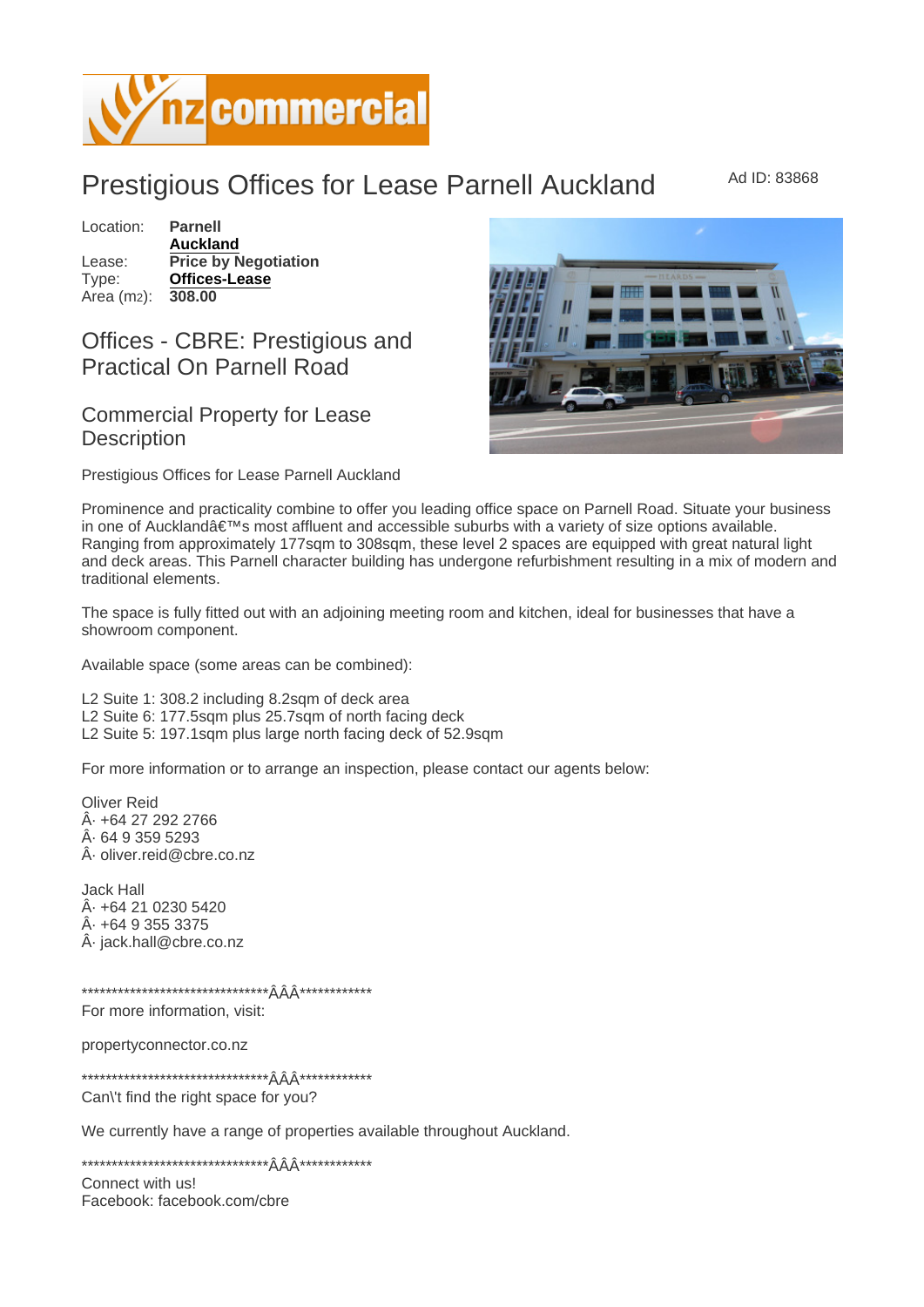# Prestigious Offices for Lease Parnell Auckland

Ad ID: 83868

Location: **Parnell**
**Auckland**
Lease: **Price by Negotiation**
Type: **Offices-Lease**
Area ($m^2$): **308.00**

## Offices - CBRE: Prestigious and Practical On Parnell Road

## Commercial Property for Lease Description

Prestigious Offices for Lease Parnell Auckland

Prominence and practicality combine to offer you leading office space on Parnell Road. Situate your business in one of Aucklandâ€™s most affluent and accessible suburbs with a variety of size options available. Ranging from approximately 177sqm to 308sqm, these level 2 spaces are equipped with great natural light and deck areas. This Parnell character building has undergone refurbishment resulting in a mix of modern and traditional elements.

The space is fully fitted out with an adjoining meeting room and kitchen, ideal for businesses that have a showroom component.

Available space (some areas can be combined):

L2 Suite 1: 308.2 including 8.2sqm of deck area
L2 Suite 6: 177.5sqm plus 25.7sqm of north facing deck
L2 Suite 5: 197.1sqm plus large north facing deck of 52.9sqm

For more information or to arrange an inspection, please contact our agents below:

Oliver Reid
Â· +64 27 292 2766
Â· 64 9 359 5293
Â· oliver.reid@cbre.co.nz

Jack Hall
Â· +64 21 0230 5420
Â· +64 9 355 3375
Â· jack.hall@cbre.co.nz

********************************ÂÂÂ************
For more information, visit:

propertyconnector.co.nz

********************************ÂÂÂ************
Can\'t find the right space for you?

We currently have a range of properties available throughout Auckland.

********************************ÂÂÂ************
Connect with us!
Facebook: facebook.com/cbre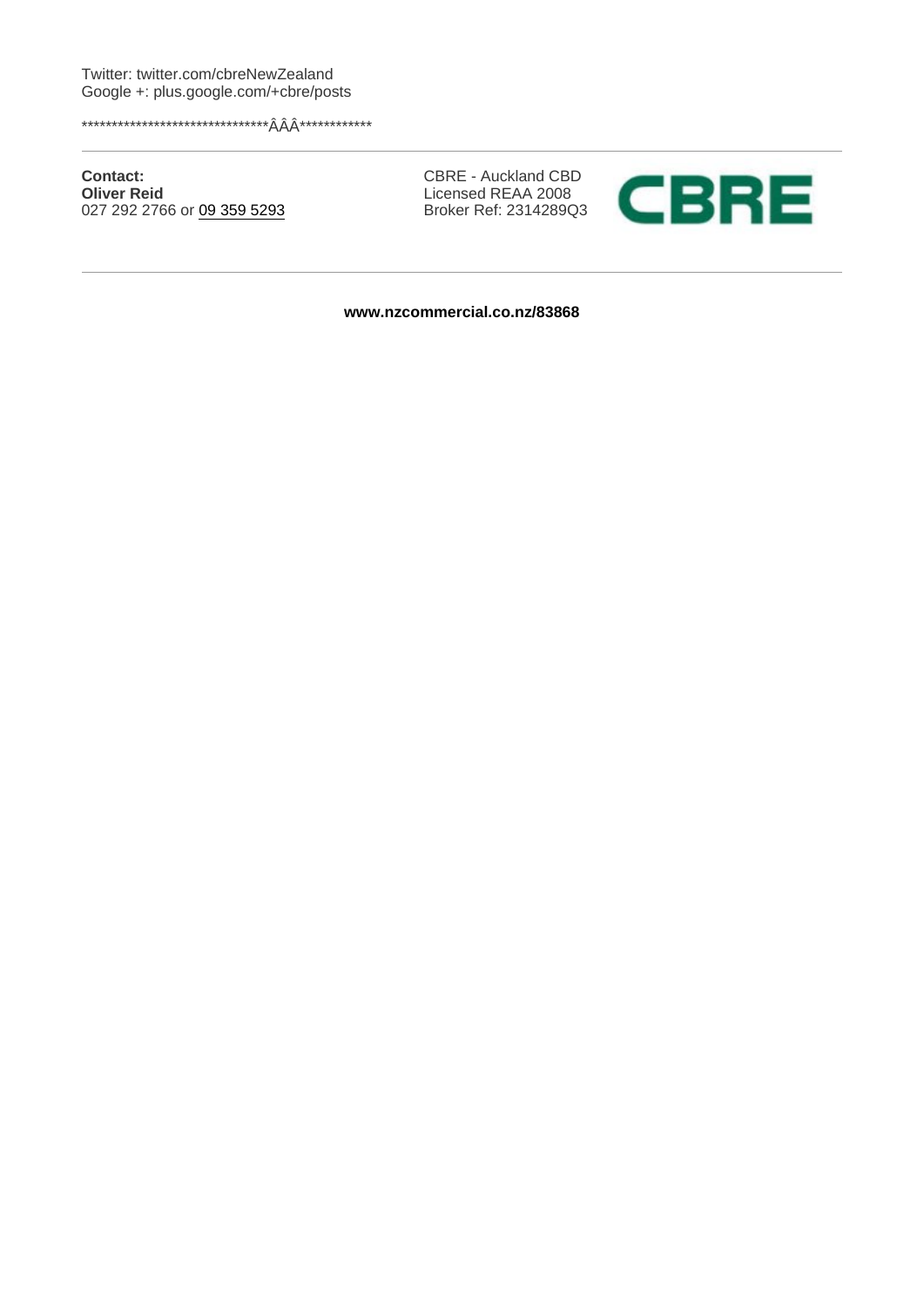Twitter: twitter.com/cbreNewZealand
Google +: plus.google.com/+cbre/posts

*******************************ÂÂÂ************

---

**Contact:**
**Oliver Reid**
027 292 2766 or 09 359 5293

CBRE - Auckland CBD
Licensed REAA 2008
Broker Ref: 2314289Q3

CBRE

---

**www.nzcommercial.co.nz/83868**